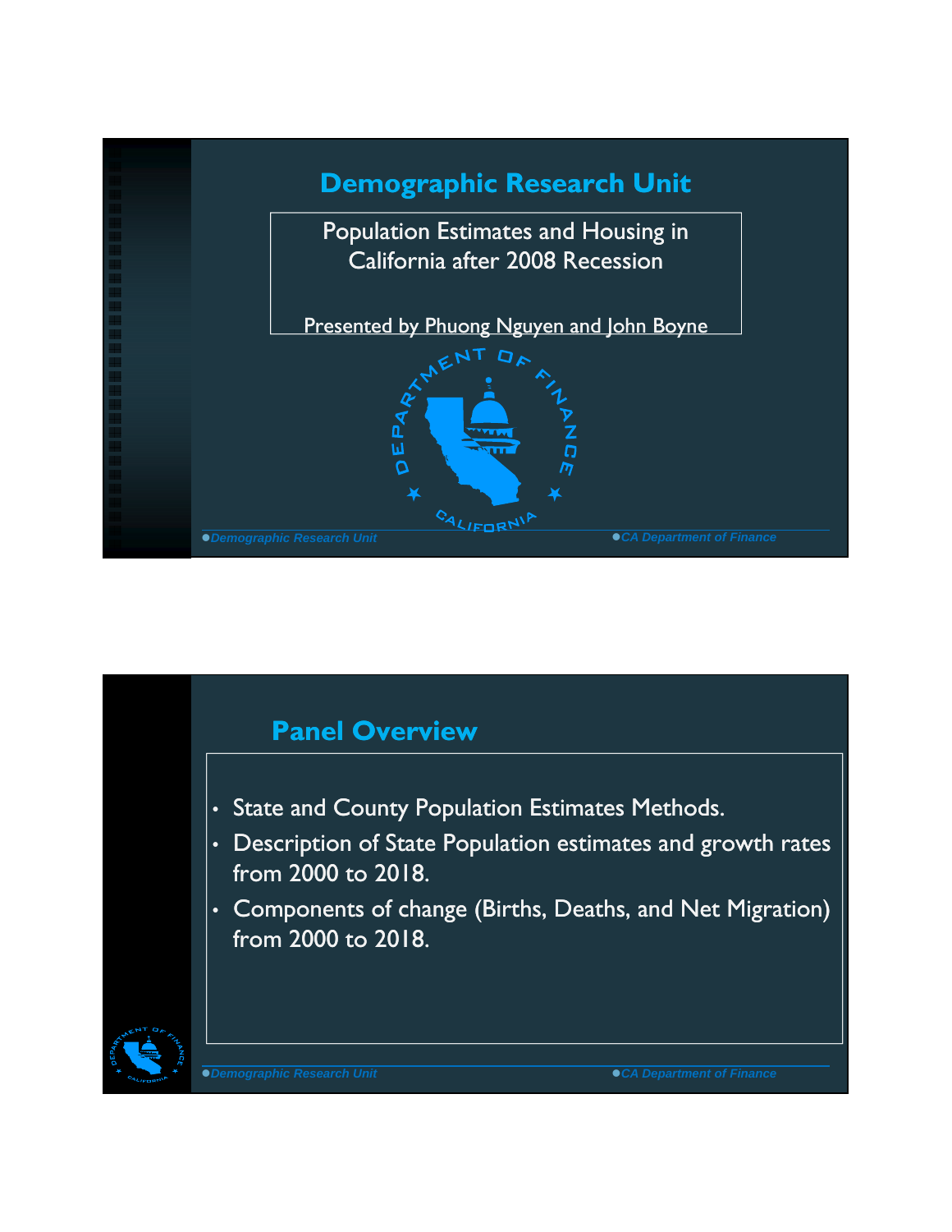# Demographic Research Unit

Population Estimates and Housing in California after 2008 Recession

Presented by Phuong Nguyen and John Boyne

## Panel Overview

- State and County Population Estimates Methods.
- Description of State Population estimates and growth rates from 2000 to 2018.
- Components of change (Births, Deaths, and Net Migration) from 2000 to 2018.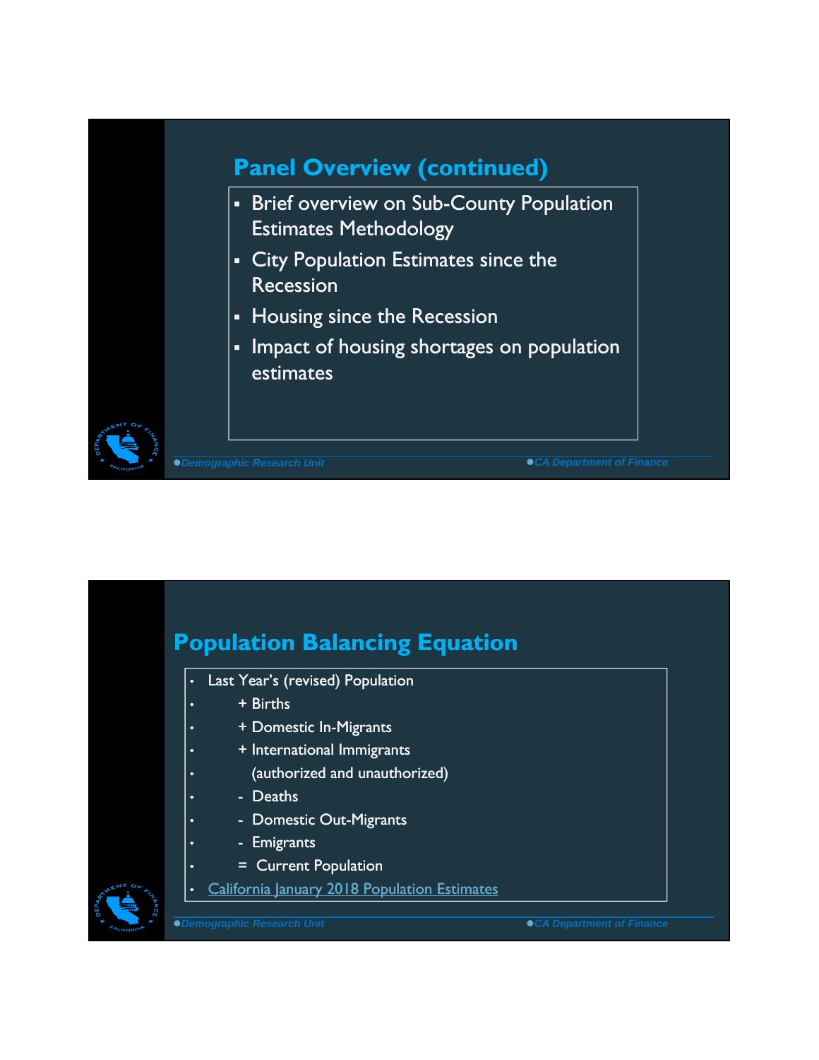## Panel Overview (continued)

- Brief overview on Sub-County Population Estimates Methodology
- City Population Estimates since the Recession
- Housing since the Recession
- Impact of housing shortages on population estimates

●Demographic Research Unit ●CA Department of Finance

## Population Balancing Equation

- Last Year's (revised) Population
- + Births
- + Domestic In-Migrants
- + International Immigrants
- (authorized and unauthorized)
- - Deaths
- - Domestic Out-Migrants
- - Emigrants
- = Current Population
- California January 2018 Population Estimates

●Demographic Research Unit ●CA Department of Finance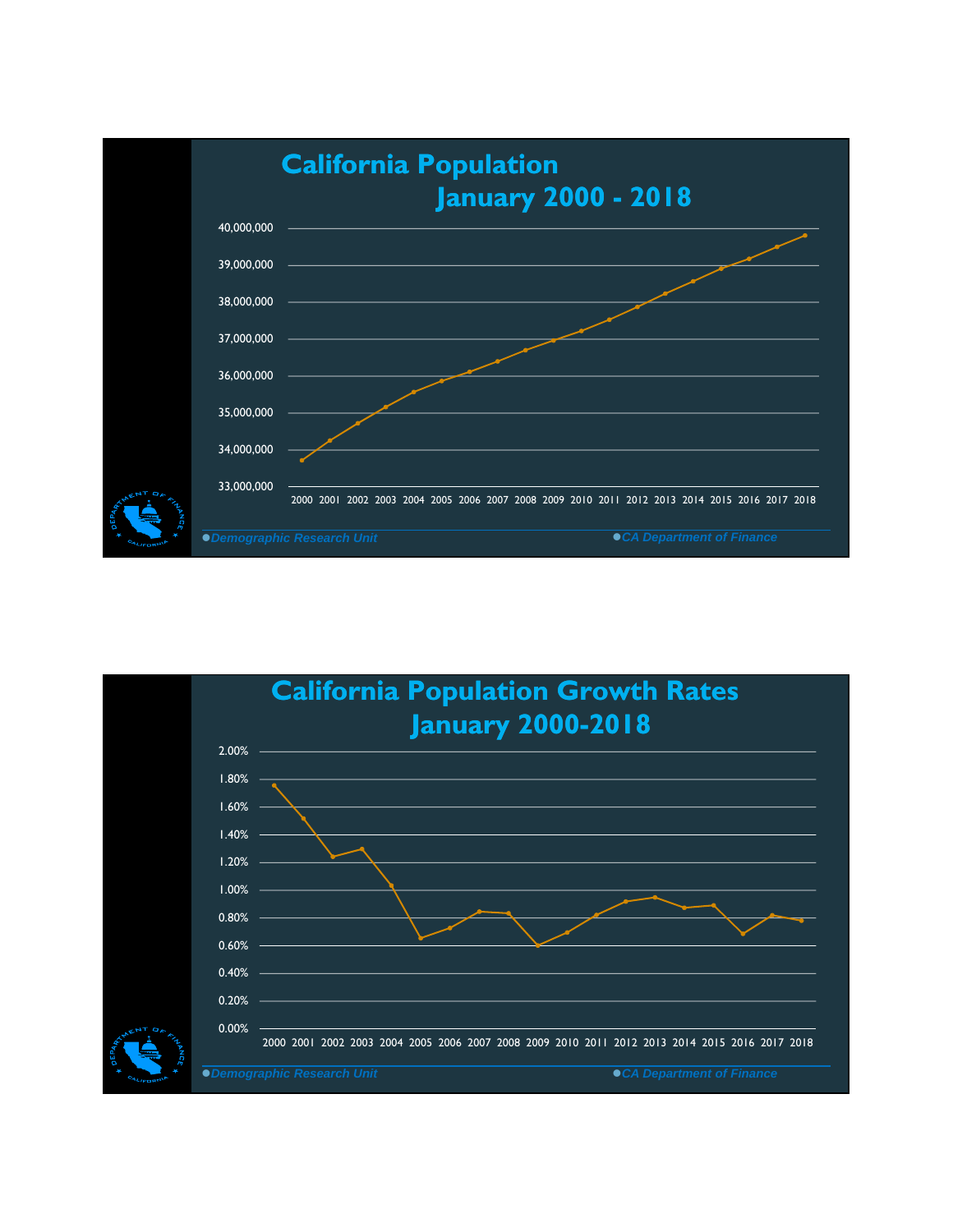# California Population
## January 2000 - 2018

●Demographic Research Unit ●CA Department of Finance

# California Population Growth Rates
## January 2000-2018

●Demographic Research Unit ●CA Department of Finance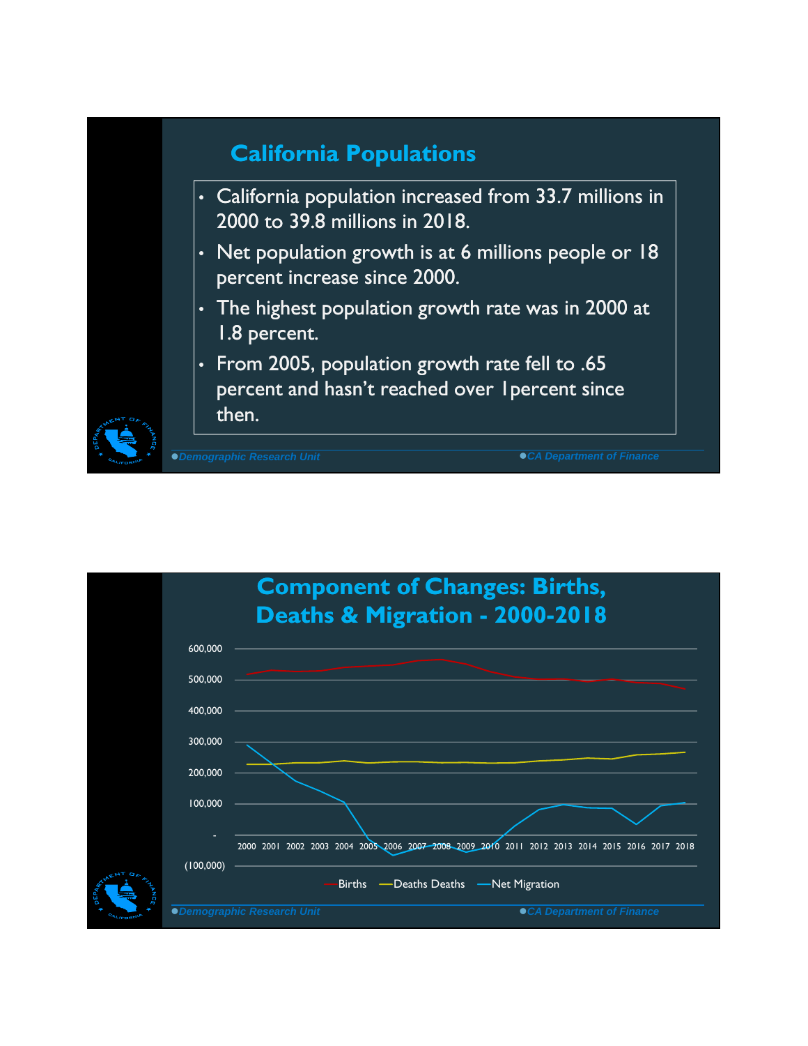## California Populations

- California population increased from 33.7 millions in 2000 to 39.8 millions in 2018.
- Net population growth is at 6 millions people or 18 percent increase since 2000.
- The highest population growth rate was in 2000 at 1.8 percent.
- From 2005, population growth rate fell to .65 percent and hasn't reached over 1percent since then.

*Demographic Research Unit* *CA Department of Finance*

## Component of Changes: Births, Deaths & Migration - 2000-2018

600,000
500,000
400,000
300,000
200,000
100,000
-
(100,000)

2000 2001 2002 2003 2004 2005 2006 2007 2008 2009 2010 2011 2012 2013 2014 2015 2016 2017 2018

Births Deaths Deaths Net Migration

*Demographic Research Unit* *CA Department of Finance*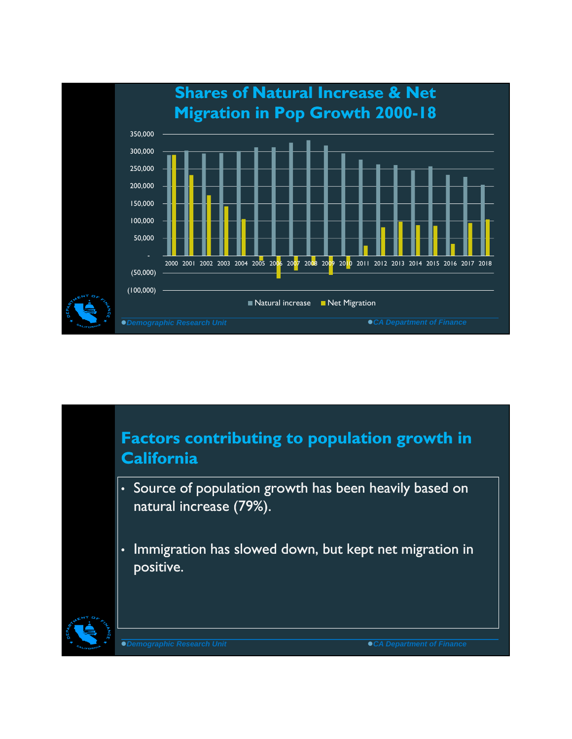# Shares of Natural Increase & Net Migration in Pop Growth 2000-18

350,000
300,000
250,000
200,000
150,000
100,000
50,000
-
(50,000)
(100,000)

2000 2001 2002 2003 2004 2005 2006 2007 2008 2009 2010 2011 2012 2013 2014 2015 2016 2017 2018

■ Natural increase ■ Net Migration

*Demographic Research Unit* *CA Department of Finance*

# Factors contributing to population growth in California

- Source of population growth has been heavily based on natural increase (79%).
- Immigration has slowed down, but kept net migration in positive.

*Demographic Research Unit* *CA Department of Finance*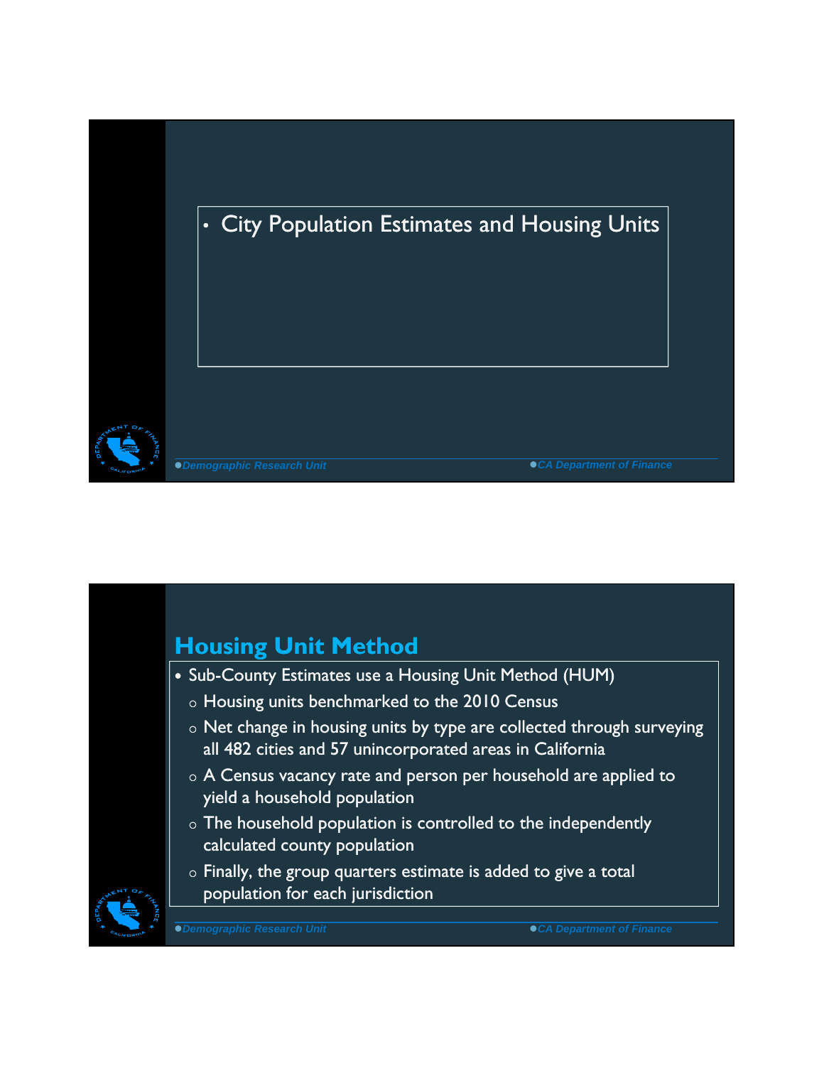- City Population Estimates and Housing Units

## Housing Unit Method

- Sub-County Estimates use a Housing Unit Method (HUM)
  - Housing units benchmarked to the 2010 Census
  - Net change in housing units by type are collected through surveying all 482 cities and 57 unincorporated areas in California
  - A Census vacancy rate and person per household are applied to yield a household population
  - The household population is controlled to the independently calculated county population
  - Finally, the group quarters estimate is added to give a total population for each jurisdiction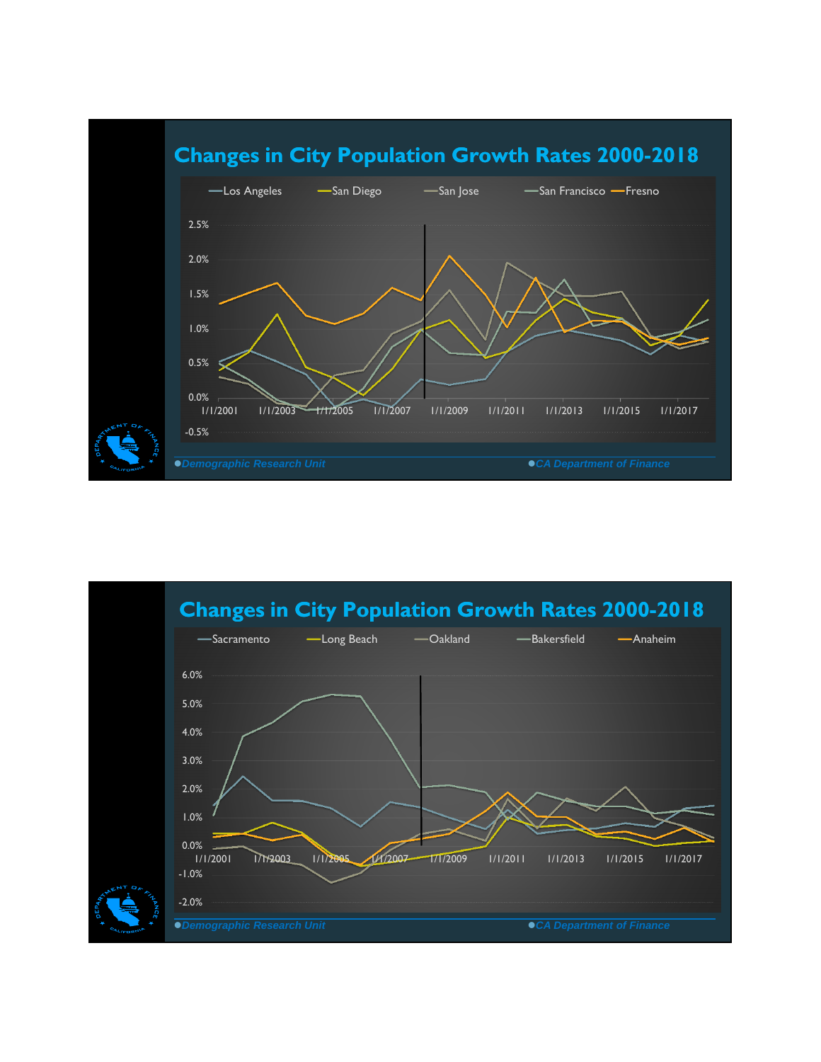## Changes in City Population Growth Rates 2000-2018

Los Angeles, San Diego, San Jose, San Francisco, Fresno

2.5%
2.0%
1.5%
1.0%
0.5%
0.0%
-0.5%

1/1/2001 1/1/2003 1/1/2005 1/1/2007 1/1/2009 1/1/2011 1/1/2013 1/1/2015 1/1/2017

*Demographic Research Unit* *CA Department of Finance*

## Changes in City Population Growth Rates 2000-2018

Sacramento, Long Beach, Oakland, Bakersfield, Anaheim

6.0%
5.0%
4.0%
3.0%
2.0%
1.0%
0.0%
-1.0%
-2.0%

1/1/2001 1/1/2003 1/1/2005 1/1/2007 1/1/2009 1/1/2011 1/1/2013 1/1/2015 1/1/2017

*Demographic Research Unit* *CA Department of Finance*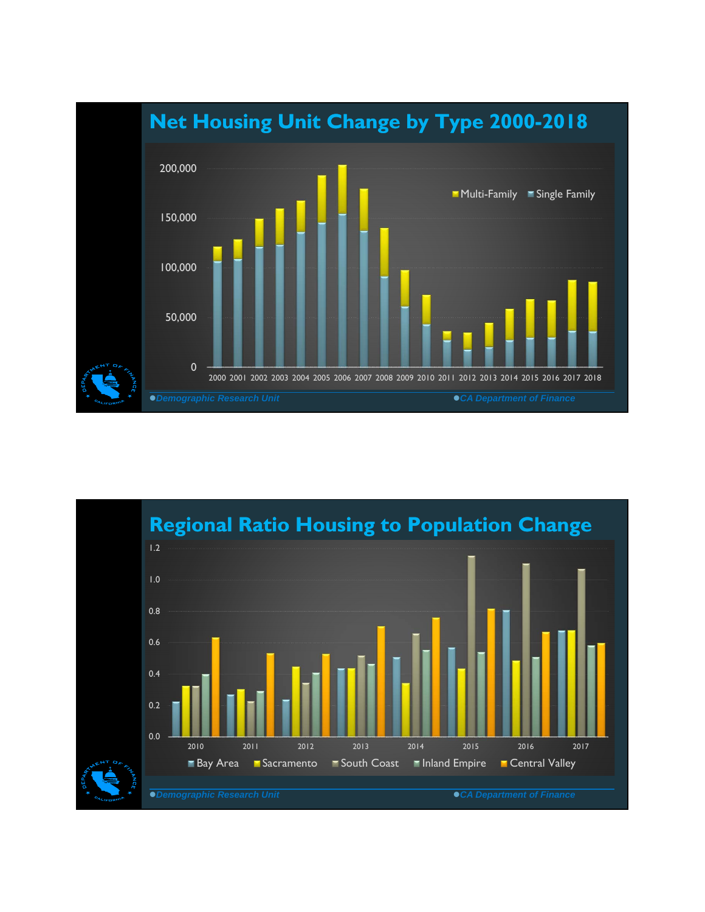## Net Housing Unit Change by Type 2000-2018

200,000

150,000

100,000

50,000

0

Multi-Family | Single Family

2000 2001 2002 2003 2004 2005 2006 2007 2008 2009 2010 2011 2012 2013 2014 2015 2016 2017 2018

●Demographic Research Unit ●CA Department of Finance

## Regional Ratio Housing to Population Change

1.2

1.0

0.8

0.6

0.4

0.2

0.0

2010 2011 2012 2013 2014 2015 2016 2017

Bay Area | Sacramento | South Coast | Inland Empire | Central Valley

●Demographic Research Unit ●CA Department of Finance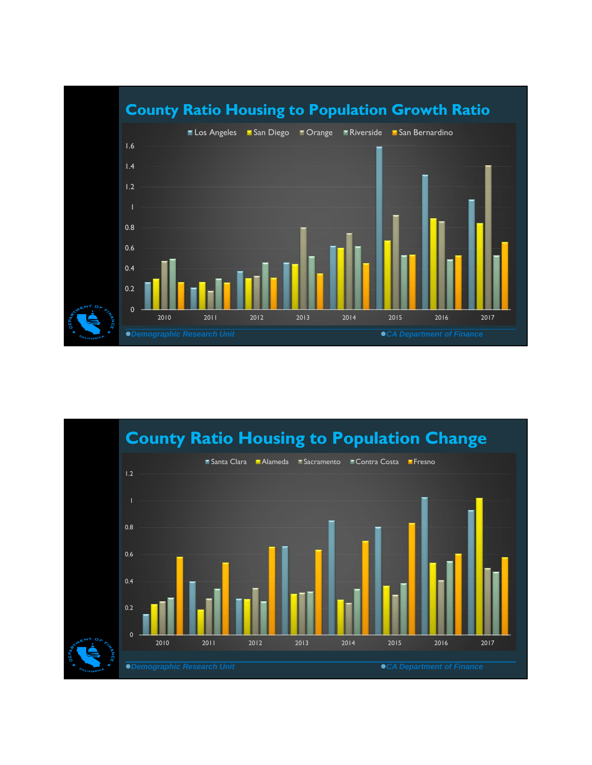# County Ratio Housing to Population Growth Ratio

Los Angeles, San Diego, Orange, Riverside, San Bernardino

1.6
1.4
1.2
1
0.8
0.6
0.4
0.2
0

2010 2011 2012 2013 2014 2015 2016 2017

●*Demographic Research Unit* ●*CA Department of Finance*

# County Ratio Housing to Population Change

Santa Clara, Alameda, Sacramento, Contra Costa, Fresno

1.2
1
0.8
0.6
0.4
0.2
0

2010 2011 2012 2013 2014 2015 2016 2017

●*Demographic Research Unit* ●*CA Department of Finance*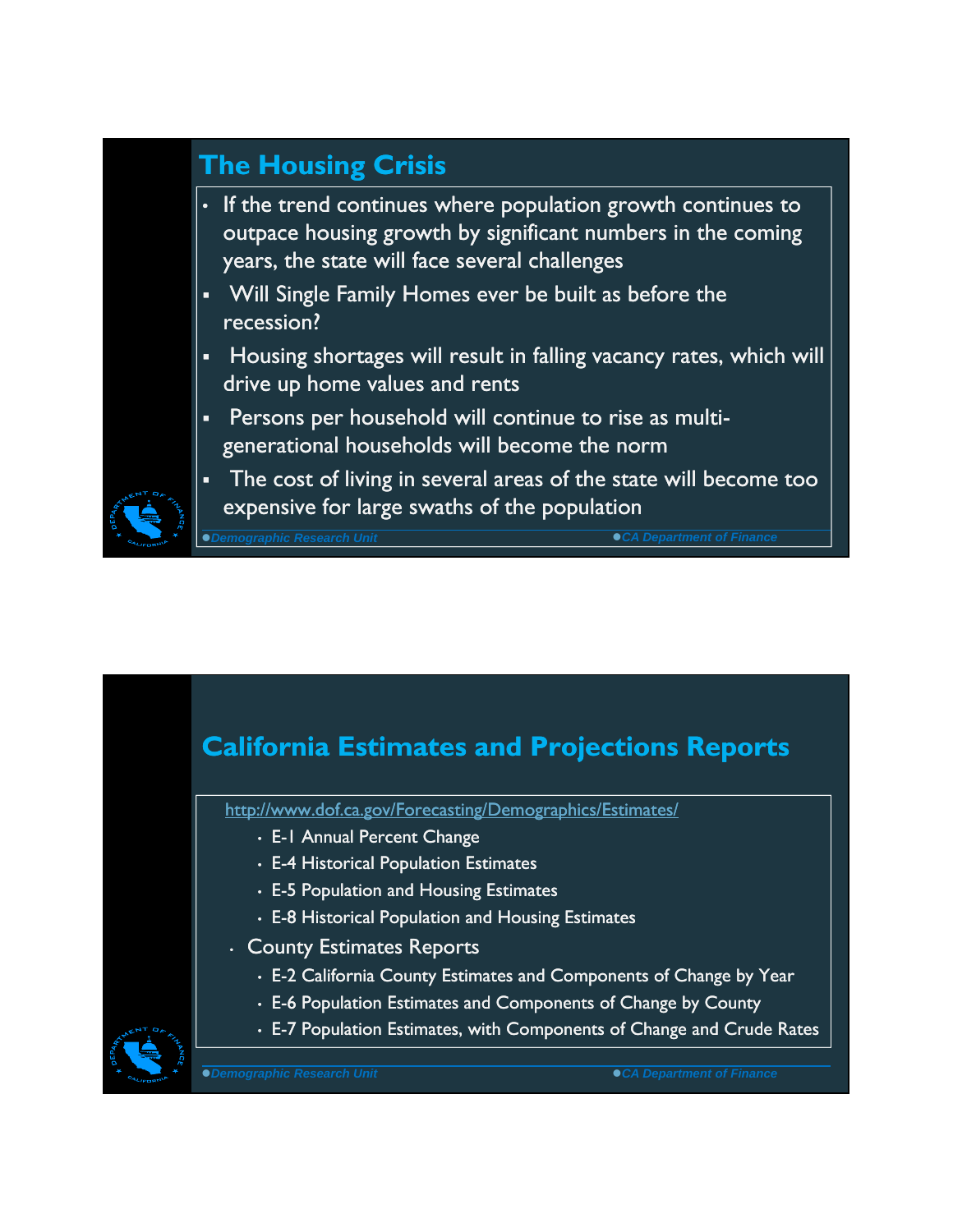## The Housing Crisis

- If the trend continues where population growth continues to outpace housing growth by significant numbers in the coming years, the state will face several challenges
  - Will Single Family Homes ever be built as before the recession?
  - Housing shortages will result in falling vacancy rates, which will drive up home values and rents
  - Persons per household will continue to rise as multi-generational households will become the norm
  - The cost of living in several areas of the state will become too expensive for large swaths of the population

*Demographic Research Unit* *CA Department of Finance*

## California Estimates and Projections Reports

http://www.dof.ca.gov/Forecasting/Demographics/Estimates/

- E-1 Annual Percent Change
- E-4 Historical Population Estimates
- E-5 Population and Housing Estimates
- E-8 Historical Population and Housing Estimates

- County Estimates Reports
  - E-2 California County Estimates and Components of Change by Year
  - E-6 Population Estimates and Components of Change by County
  - E-7 Population Estimates, with Components of Change and Crude Rates

*Demographic Research Unit* *CA Department of Finance*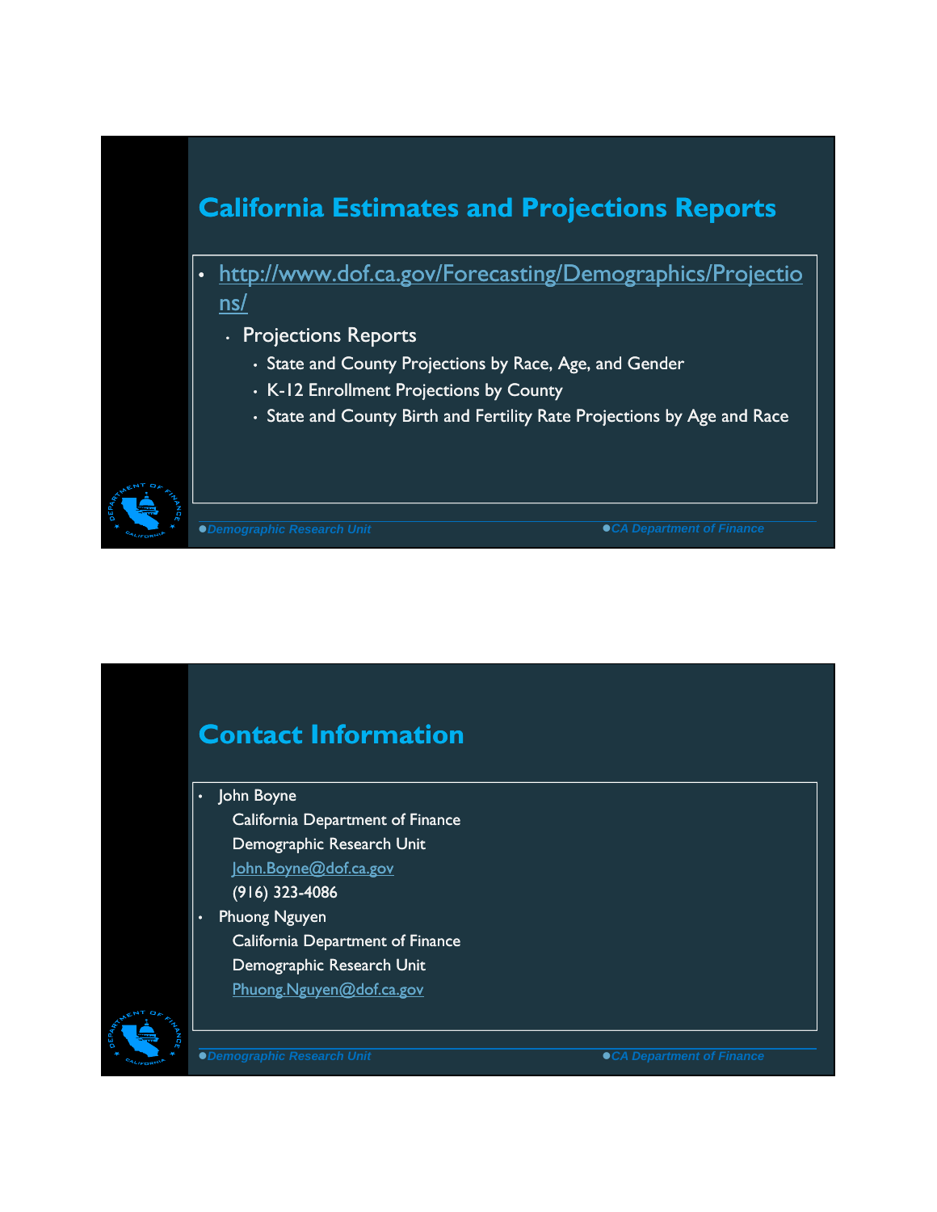## California Estimates and Projections Reports

- http://www.dof.ca.gov/Forecasting/Demographics/Projections/
  - Projections Reports
    - State and County Projections by Race, Age, and Gender
    - K-12 Enrollment Projections by County
    - State and County Birth and Fertility Rate Projections by Age and Race

*Demographic Research Unit* *CA Department of Finance*

## Contact Information

- John Boyne
  California Department of Finance
  Demographic Research Unit
  John.Boyne@dof.ca.gov
  (916) 323-4086
- Phuong Nguyen
  California Department of Finance
  Demographic Research Unit
  Phuong.Nguyen@dof.ca.gov

*Demographic Research Unit* *CA Department of Finance*